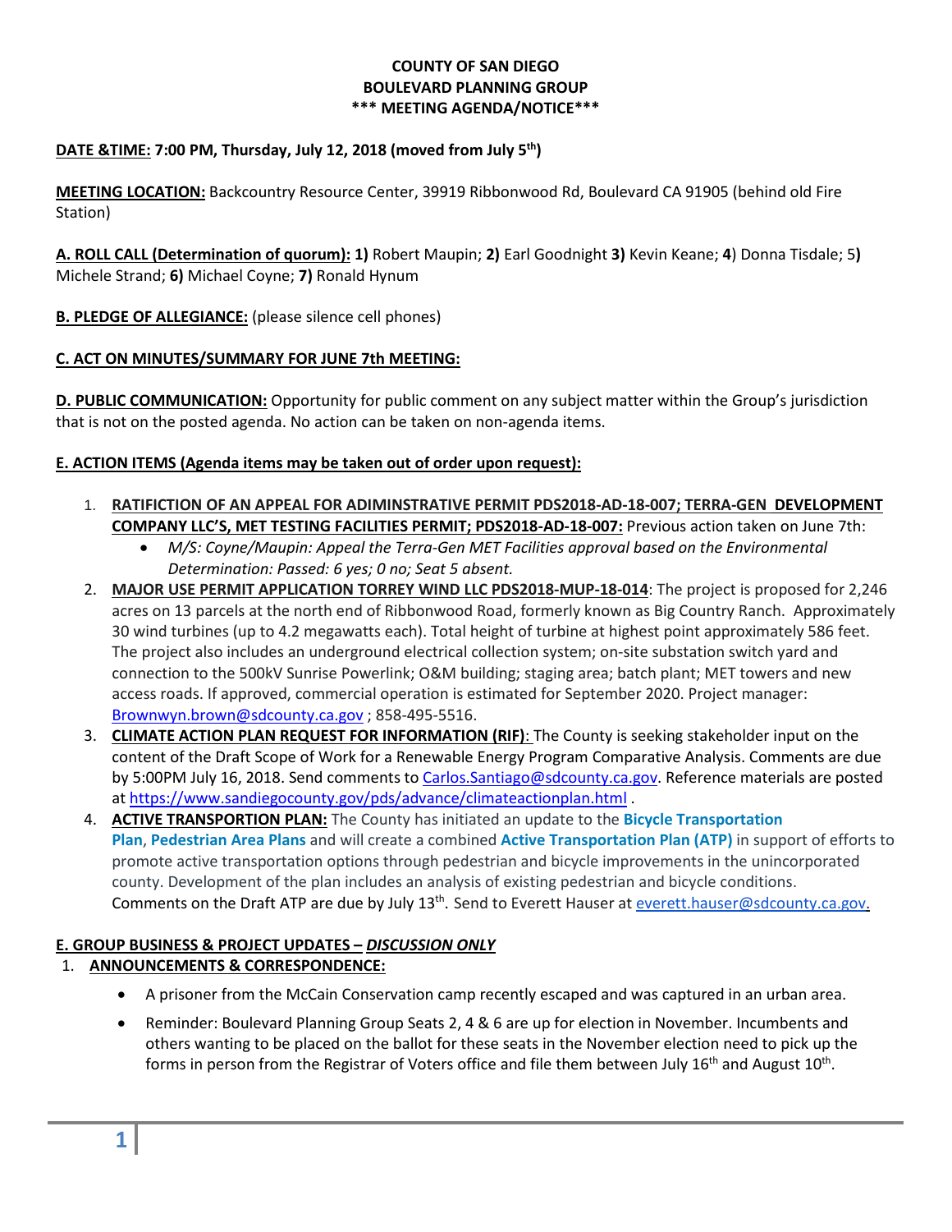# COUNTY OF SAN DIEGO
## BOULEVARD PLANNING GROUP
## *** MEETING AGENDA/NOTICE***

**DATE &TIME: 7:00 PM, Thursday, July 12, 2018 (moved from July 5th)**

**MEETING LOCATION:** Backcountry Resource Center, 39919 Ribbonwood Rd, Boulevard CA 91905 (behind old Fire Station)

**A. ROLL CALL (Determination of quorum): 1)** Robert Maupin; **2)** Earl Goodnight **3)** Kevin Keane; **4**) Donna Tisdale; 5**)** Michele Strand; **6)** Michael Coyne; **7)** Ronald Hynum

**B. PLEDGE OF ALLEGIANCE:** (please silence cell phones)

**C. ACT ON MINUTES/SUMMARY FOR JUNE 7th MEETING:**

**D. PUBLIC COMMUNICATION:** Opportunity for public comment on any subject matter within the Group's jurisdiction that is not on the posted agenda. No action can be taken on non-agenda items.

**E. ACTION ITEMS (Agenda items may be taken out of order upon request):**

1. **RATIFICTION OF AN APPEAL FOR ADIMINSTRATIVE PERMIT PDS2018-AD-18-007; TERRA-GEN DEVELOPMENT COMPANY LLC'S, MET TESTING FACILITIES PERMIT; PDS2018-AD-18-007:** Previous action taken on June 7th:
   - *M/S: Coyne/Maupin: Appeal the Terra-Gen MET Facilities approval based on the Environmental Determination: Passed: 6 yes; 0 no; Seat 5 absent.*
2. **MAJOR USE PERMIT APPLICATION TORREY WIND LLC PDS2018-MUP-18-014**: The project is proposed for 2,246 acres on 13 parcels at the north end of Ribbonwood Road, formerly known as Big Country Ranch. Approximately 30 wind turbines (up to 4.2 megawatts each). Total height of turbine at highest point approximately 586 feet. The project also includes an underground electrical collection system; on-site substation switch yard and connection to the 500kV Sunrise Powerlink; O&M building; staging area; batch plant; MET towers and new access roads. If approved, commercial operation is estimated for September 2020. Project manager: Brownwyn.brown@sdcounty.ca.gov ; 858-495-5516.
3. **CLIMATE ACTION PLAN REQUEST FOR INFORMATION (RIF)**: The County is seeking stakeholder input on the content of the Draft Scope of Work for a Renewable Energy Program Comparative Analysis. Comments are due by 5:00PM July 16, 2018. Send comments to Carlos.Santiago@sdcounty.ca.gov. Reference materials are posted at https://www.sandiegocounty.gov/pds/advance/climateactionplan.html .
4. **ACTIVE TRANSPORTION PLAN:** The County has initiated an update to the **Bicycle Transportation Plan**, **Pedestrian Area Plans** and will create a combined **Active Transportation Plan (ATP)** in support of efforts to promote active transportation options through pedestrian and bicycle improvements in the unincorporated county. Development of the plan includes an analysis of existing pedestrian and bicycle conditions. Comments on the Draft ATP are due by July 13th. Send to Everett Hauser at everett.hauser@sdcounty.ca.gov.

**E. GROUP BUSINESS & PROJECT UPDATES – *DISCUSSION ONLY***

1. **ANNOUNCEMENTS & CORRESPONDENCE:**
   - A prisoner from the McCain Conservation camp recently escaped and was captured in an urban area.
   - Reminder: Boulevard Planning Group Seats 2, 4 & 6 are up for election in November. Incumbents and others wanting to be placed on the ballot for these seats in the November election need to pick up the forms in person from the Registrar of Voters office and file them between July 16th and August 10th.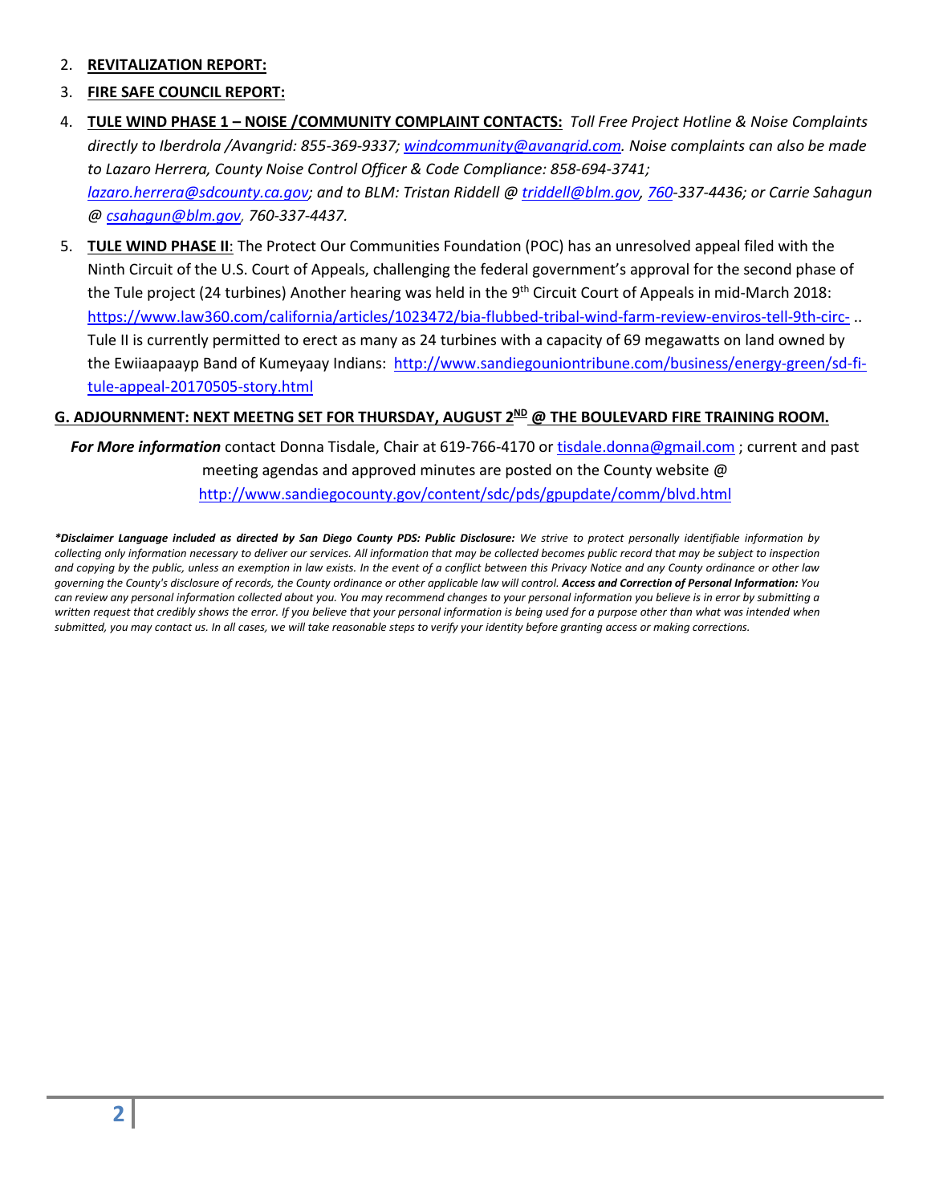2. **REVITALIZATION REPORT:**
3. **FIRE SAFE COUNCIL REPORT:**
4. **TULE WIND PHASE 1 – NOISE /COMMUNITY COMPLAINT CONTACTS:** *Toll Free Project Hotline & Noise Complaints directly to Iberdrola /Avangrid: 855-369-9337; windcommunity@avangrid.com. Noise complaints can also be made to Lazaro Herrera, County Noise Control Officer & Code Compliance: 858-694-3741; lazaro.herrera@sdcounty.ca.gov; and to BLM: Tristan Riddell @ triddell@blm.gov, 760-337-4436; or Carrie Sahagun @ csahagun@blm.gov, 760-337-4437.*
5. **TULE WIND PHASE II**: The Protect Our Communities Foundation (POC) has an unresolved appeal filed with the Ninth Circuit of the U.S. Court of Appeals, challenging the federal government's approval for the second phase of the Tule project (24 turbines) Another hearing was held in the 9th Circuit Court of Appeals in mid-March 2018: https://www.law360.com/california/articles/1023472/bia-flubbed-tribal-wind-farm-review-enviros-tell-9th-circ- .. Tule II is currently permitted to erect as many as 24 turbines with a capacity of 69 megawatts on land owned by the Ewiiaapaayp Band of Kumeyaay Indians: http://www.sandiegouniontribune.com/business/energy-green/sd-fi-tule-appeal-20170505-story.html

**G. ADJOURNMENT: NEXT MEETNG SET FOR THURSDAY, AUGUST 2ND @ THE BOULEVARD FIRE TRAINING ROOM.**

***For More information*** contact Donna Tisdale, Chair at 619-766-4170 or tisdale.donna@gmail.com ; current and past meeting agendas and approved minutes are posted on the County website @ http://www.sandiegocounty.gov/content/sdc/pds/gpupdate/comm/blvd.html

***Disclaimer Language included as directed by San Diego County PDS: Public Disclosure:** We strive to protect personally identifiable information by collecting only information necessary to deliver our services. All information that may be collected becomes public record that may be subject to inspection and copying by the public, unless an exemption in law exists. In the event of a conflict between this Privacy Notice and any County ordinance or other law governing the County's disclosure of records, the County ordinance or other applicable law will control. **Access and Correction of Personal Information:** You can review any personal information collected about you. You may recommend changes to your personal information you believe is in error by submitting a written request that credibly shows the error. If you believe that your personal information is being used for a purpose other than what was intended when submitted, you may contact us. In all cases, we will take reasonable steps to verify your identity before granting access or making corrections.*